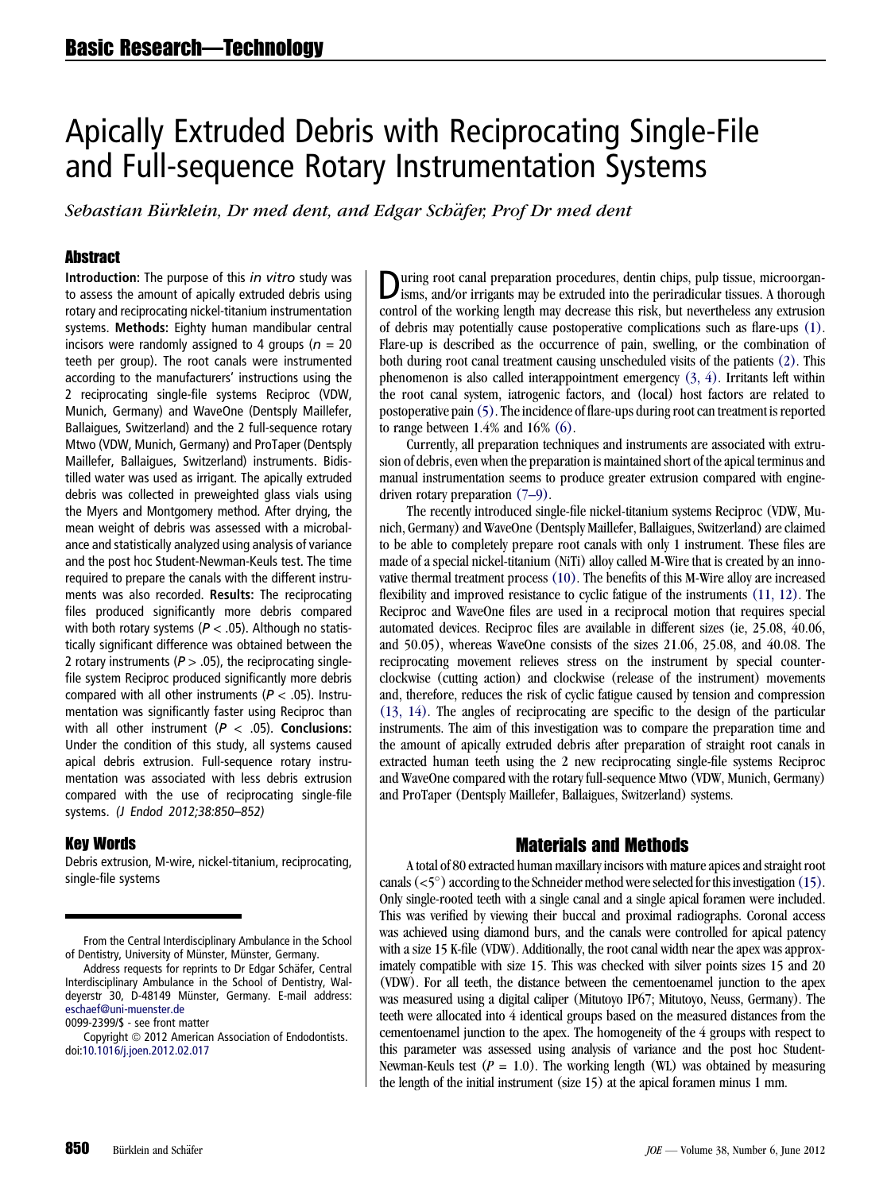# Apically Extruded Debris with Reciprocating Single-File and Full-sequence Rotary Instrumentation Systems

*Sebastian Bürklein, Dr med dent, and Edgar Schäfer, Prof Dr med dent*

## Abstract

**Introduction:** The purpose of this *in vitro* study was to assess the amount of apically extruded debris using rotary and reciprocating nickel-titanium instrumentation systems. **Methods:** Eighty human mandibular central incisors were randomly assigned to 4 groups ($n$ = 20 teeth per group). The root canals were instrumented according to the manufacturers' instructions using the 2 reciprocating single-file systems Reciproc (VDW, Munich, Germany) and WaveOne (Dentsply Maillefer, Ballaigues, Switzerland) and the 2 full-sequence rotary Mtwo (VDW, Munich, Germany) and ProTaper (Dentsply Maillefer, Ballaigues, Switzerland) instruments. Bidistilled water was used as irrigant. The apically extruded debris was collected in preweighted glass vials using the Myers and Montgomery method. After drying, the mean weight of debris was assessed with a microbalance and statistically analyzed using analysis of variance and the post hoc Student-Newman-Keuls test. The time required to prepare the canals with the different instruments was also recorded. **Results:** The reciprocating files produced significantly more debris compared with both rotary systems ($P < .05$). Although no statistically significant difference was obtained between the 2 rotary instruments ($P > .05$), the reciprocating single-file system Reciproc produced significantly more debris compared with all other instruments ($P < .05$). Instrumentation was significantly faster using Reciproc than with all other instrument ($P < .05$). **Conclusions:** Under the condition of this study, all systems caused apical debris extrusion. Full-sequence rotary instrumentation was associated with less debris extrusion compared with the use of reciprocating single-file systems. *(J Endod 2012;38:850–852)*

## Key Words

Debris extrusion, M-wire, nickel-titanium, reciprocating, single-file systems

From the Central Interdisciplinary Ambulance in the School of Dentistry, University of Münster, Münster, Germany.

Address requests for reprints to Dr Edgar Schäfer, Central Interdisciplinary Ambulance in the School of Dentistry, Waldeyerstr 30, D-48149 Münster, Germany. E-mail address: eschaef@uni-muenster.de

0099-2399/$ - see front matter

Copyright © 2012 American Association of Endodontists.
doi:10.1016/j.joen.2012.02.017

During root canal preparation procedures, dentin chips, pulp tissue, microorganisms, and/or irrigants may be extruded into the periradicular tissues. A thorough control of the working length may decrease this risk, but nevertheless any extrusion of debris may potentially cause postoperative complications such as flare-ups (1). Flare-up is described as the occurrence of pain, swelling, or the combination of both during root canal treatment causing unscheduled visits of the patients (2). This phenomenon is also called interappointment emergency (3, 4). Irritants left within the root canal system, iatrogenic factors, and (local) host factors are related to postoperative pain (5). The incidence of flare-ups during root can treatment is reported to range between 1.4% and 16% (6).

Currently, all preparation techniques and instruments are associated with extrusion of debris, even when the preparation is maintained short of the apical terminus and manual instrumentation seems to produce greater extrusion compared with engine-driven rotary preparation (7–9).

The recently introduced single-file nickel-titanium systems Reciproc (VDW, Munich, Germany) and WaveOne (Dentsply Maillefer, Ballaigues, Switzerland) are claimed to be able to completely prepare root canals with only 1 instrument. These files are made of a special nickel-titanium (NiTi) alloy called M-Wire that is created by an innovative thermal treatment process (10). The benefits of this M-Wire alloy are increased flexibility and improved resistance to cyclic fatigue of the instruments (11, 12). The Reciproc and WaveOne files are used in a reciprocal motion that requires special automated devices. Reciproc files are available in different sizes (ie, 25.08, 40.06, and 50.05), whereas WaveOne consists of the sizes 21.06, 25.08, and 40.08. The reciprocating movement relieves stress on the instrument by special counterclockwise (cutting action) and clockwise (release of the instrument) movements and, therefore, reduces the risk of cyclic fatigue caused by tension and compression (13, 14). The angles of reciprocating are specific to the design of the particular instruments. The aim of this investigation was to compare the preparation time and the amount of apically extruded debris after preparation of straight root canals in extracted human teeth using the 2 new reciprocating single-file systems Reciproc and WaveOne compared with the rotary full-sequence Mtwo (VDW, Munich, Germany) and ProTaper (Dentsply Maillefer, Ballaigues, Switzerland) systems.

## Materials and Methods

A total of 80 extracted human maxillary incisors with mature apices and straight root canals ($<5°$) according to the Schneider method were selected for this investigation (15). Only single-rooted teeth with a single canal and a single apical foramen were included. This was verified by viewing their buccal and proximal radiographs. Coronal access was achieved using diamond burs, and the canals were controlled for apical patency with a size 15 K-file (VDW). Additionally, the root canal width near the apex was approximately compatible with size 15. This was checked with silver points sizes 15 and 20 (VDW). For all teeth, the distance between the cementoenamel junction to the apex was measured using a digital caliper (Mitutoyo IP67; Mitutoyo, Neuss, Germany). The teeth were allocated into 4 identical groups based on the measured distances from the cementoenamel junction to the apex. The homogeneity of the 4 groups with respect to this parameter was assessed using analysis of variance and the post hoc Student-Newman-Keuls test ($P = 1.0$). The working length (WL) was obtained by measuring the length of the initial instrument (size 15) at the apical foramen minus 1 mm.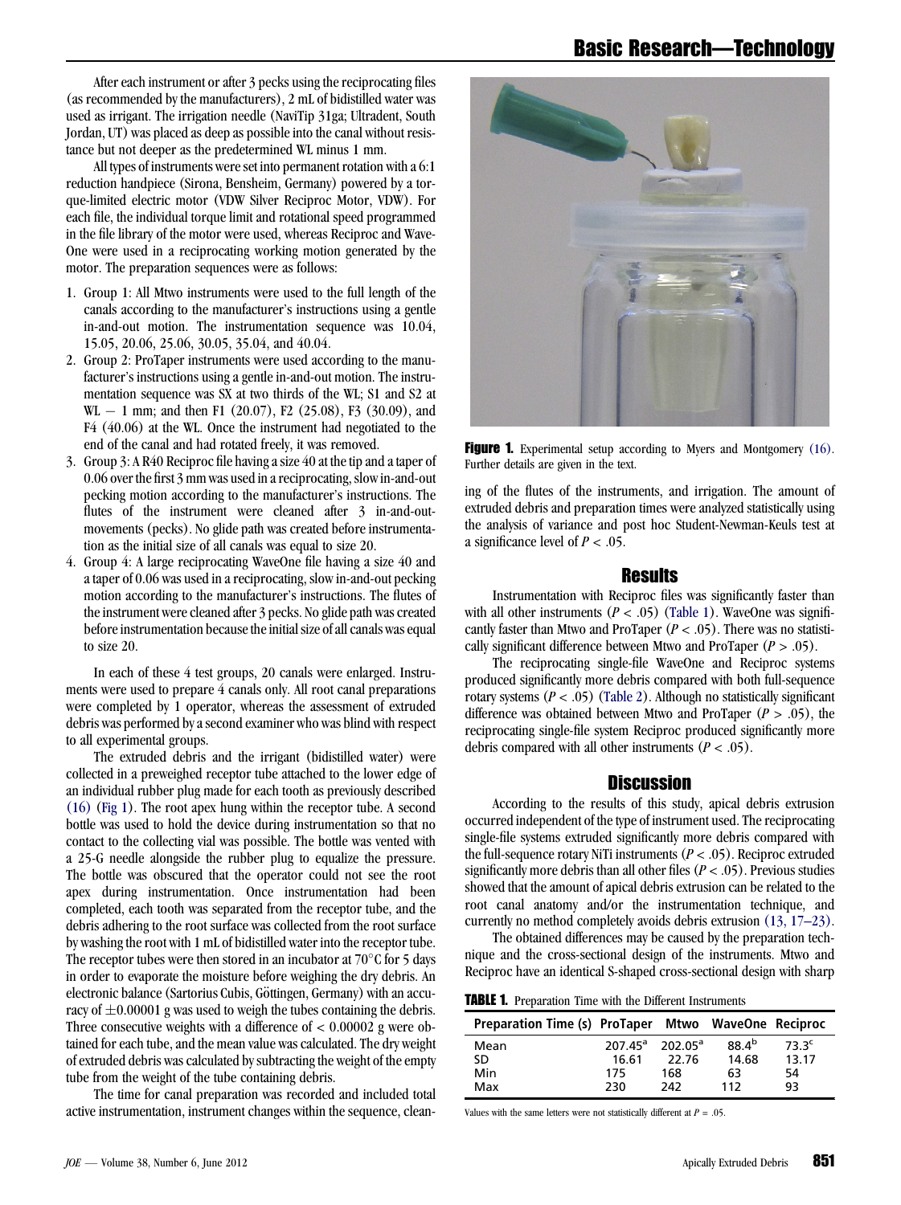After each instrument or after 3 pecks using the reciprocating files (as recommended by the manufacturers), 2 mL of bidistilled water was used as irrigant. The irrigation needle (NaviTip 31ga; Ultradent, South Jordan, UT) was placed as deep as possible into the canal without resistance but not deeper as the predetermined WL minus 1 mm.

All types of instruments were set into permanent rotation with a 6:1 reduction handpiece (Sirona, Bensheim, Germany) powered by a torque-limited electric motor (VDW Silver Reciproc Motor, VDW). For each file, the individual torque limit and rotational speed programmed in the file library of the motor were used, whereas Reciproc and WaveOne were used in a reciprocating working motion generated by the motor. The preparation sequences were as follows:

1. Group 1: All Mtwo instruments were used to the full length of the canals according to the manufacturer's instructions using a gentle in-and-out motion. The instrumentation sequence was 10.04, 15.05, 20.06, 25.06, 30.05, 35.04, and 40.04.
2. Group 2: ProTaper instruments were used according to the manufacturer's instructions using a gentle in-and-out motion. The instrumentation sequence was SX at two thirds of the WL; S1 and S2 at WL − 1 mm; and then F1 (20.07), F2 (25.08), F3 (30.09), and F4 (40.06) at the WL. Once the instrument had negotiated to the end of the canal and had rotated freely, it was removed.
3. Group 3: A R40 Reciproc file having a size 40 at the tip and a taper of 0.06 over the first 3 mm was used in a reciprocating, slow in-and-out pecking motion according to the manufacturer's instructions. The flutes of the instrument were cleaned after 3 in-and-out-movements (pecks). No glide path was created before instrumentation as the initial size of all canals was equal to size 20.
4. Group 4: A large reciprocating WaveOne file having a size 40 and a taper of 0.06 was used in a reciprocating, slow in-and-out pecking motion according to the manufacturer's instructions. The flutes of the instrument were cleaned after 3 pecks. No glide path was created before instrumentation because the initial size of all canals was equal to size 20.

In each of these 4 test groups, 20 canals were enlarged. Instruments were used to prepare 4 canals only. All root canal preparations were completed by 1 operator, whereas the assessment of extruded debris was performed by a second examiner who was blind with respect to all experimental groups.

The extruded debris and the irrigant (bidistilled water) were collected in a preweighed receptor tube attached to the lower edge of an individual rubber plug made for each tooth as previously described (16) (Fig 1). The root apex hung within the receptor tube. A second bottle was used to hold the device during instrumentation so that no contact to the collecting vial was possible. The bottle was vented with a 25-G needle alongside the rubber plug to equalize the pressure. The bottle was obscured that the operator could not see the root apex during instrumentation. Once instrumentation had been completed, each tooth was separated from the receptor tube, and the debris adhering to the root surface was collected from the root surface by washing the root with 1 mL of bidistilled water into the receptor tube. The receptor tubes were then stored in an incubator at 70°C for 5 days in order to evaporate the moisture before weighing the dry debris. An electronic balance (Sartorius Cubis, Göttingen, Germany) with an accuracy of ±0.00001 g was used to weigh the tubes containing the debris. Three consecutive weights with a difference of < 0.00002 g were obtained for each tube, and the mean value was calculated. The dry weight of extruded debris was calculated by subtracting the weight of the empty tube from the weight of the tube containing debris.

The time for canal preparation was recorded and included total active instrumentation, instrument changes within the sequence, cleaning of the flutes of the instruments, and irrigation. The amount of extruded debris and preparation times were analyzed statistically using the analysis of variance and post hoc Student-Newman-Keuls test at a significance level of $P < .05$.

**Figure 1.** Experimental setup according to Myers and Montgomery (16). Further details are given in the text.

## Results

Instrumentation with Reciproc files was significantly faster than with all other instruments ($P < .05$) (Table 1). WaveOne was significantly faster than Mtwo and ProTaper ($P < .05$). There was no statistically significant difference between Mtwo and ProTaper ($P > .05$).

The reciprocating single-file WaveOne and Reciproc systems produced significantly more debris compared with both full-sequence rotary systems ($P < .05$) (Table 2). Although no statistically significant difference was obtained between Mtwo and ProTaper ($P > .05$), the reciprocating single-file system Reciproc produced significantly more debris compared with all other instruments ($P < .05$).

## Discussion

According to the results of this study, apical debris extrusion occurred independent of the type of instrument used. The reciprocating single-file systems extruded significantly more debris compared with the full-sequence rotary NiTi instruments ($P < .05$). Reciproc extruded significantly more debris than all other files ($P < .05$). Previous studies showed that the amount of apical debris extrusion can be related to the root canal anatomy and/or the instrumentation technique, and currently no method completely avoids debris extrusion (13, 17–23).

The obtained differences may be caused by the preparation technique and the cross-sectional design of the instruments. Mtwo and Reciproc have an identical S-shaped cross-sectional design with sharp

**TABLE 1.** Preparation Time with the Different Instruments

| Preparation Time (s) | ProTaper | Mtwo | WaveOne | Reciproc |
|---|---|---|---|---|
| Mean | 207.45[a] | 202.05[a] | 88.4[b] | 73.3[c] |
| SD | 16.61 | 22.76 | 14.68 | 13.17 |
| Min | 175 | 168 | 63 | 54 |
| Max | 230 | 242 | 112 | 93 |

Values with the same letters were not statistically different at $P = .05$.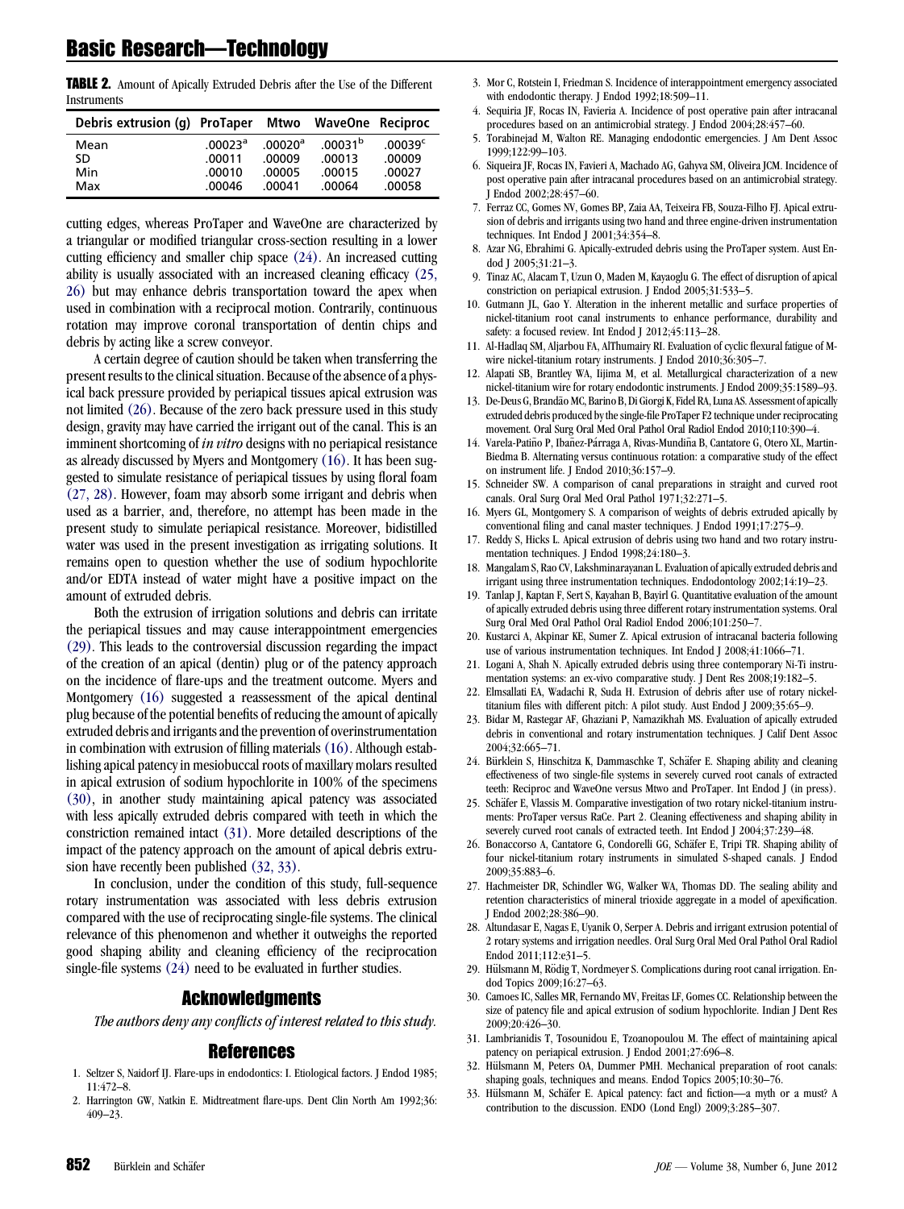**TABLE 2.** Amount of Apically Extruded Debris after the Use of the Different Instruments

| Debris extrusion (g) | ProTaper | Mtwo | WaveOne | Reciproc |
|---|---|---|---|---|
| Mean | .00023[a] | .00020[a] | .00031[b] | .00039[c] |
| SD | .00011 | .00009 | .00013 | .00009 |
| Min | .00010 | .00005 | .00015 | .00027 |
| Max | .00046 | .00041 | .00064 | .00058 |

cutting edges, whereas ProTaper and WaveOne are characterized by a triangular or modified triangular cross-section resulting in a lower cutting efficiency and smaller chip space (24). An increased cutting ability is usually associated with an increased cleaning efficacy (25, 26) but may enhance debris transportation toward the apex when used in combination with a reciprocal motion. Contrarily, continuous rotation may improve coronal transportation of dentin chips and debris by acting like a screw conveyor.

A certain degree of caution should be taken when transferring the present results to the clinical situation. Because of the absence of a physical back pressure provided by periapical tissues apical extrusion was not limited (26). Because of the zero back pressure used in this study design, gravity may have carried the irrigant out of the canal. This is an imminent shortcoming of *in vitro* designs with no periapical resistance as already discussed by Myers and Montgomery (16). It has been suggested to simulate resistance of periapical tissues by using floral foam (27, 28). However, foam may absorb some irrigant and debris when used as a barrier, and, therefore, no attempt has been made in the present study to simulate periapical resistance. Moreover, bidistilled water was used in the present investigation as irrigating solutions. It remains open to question whether the use of sodium hypochlorite and/or EDTA instead of water might have a positive impact on the amount of extruded debris.

Both the extrusion of irrigation solutions and debris can irritate the periapical tissues and may cause interappointment emergencies (29). This leads to the controversial discussion regarding the impact of the creation of an apical (dentin) plug or of the patency approach on the incidence of flare-ups and the treatment outcome. Myers and Montgomery (16) suggested a reassessment of the apical dentinal plug because of the potential benefits of reducing the amount of apically extruded debris and irrigants and the prevention of overinstrumentation in combination with extrusion of filling materials (16). Although establishing apical patency in mesiobuccal roots of maxillary molars resulted in apical extrusion of sodium hypochlorite in 100% of the specimens (30), in another study maintaining apical patency was associated with less apically extruded debris compared with teeth in which the constriction remained intact (31). More detailed descriptions of the impact of the patency approach on the amount of apical debris extrusion have recently been published (32, 33).

In conclusion, under the condition of this study, full-sequence rotary instrumentation was associated with less debris extrusion compared with the use of reciprocating single-file systems. The clinical relevance of this phenomenon and whether it outweighs the reported good shaping ability and cleaning efficiency of the reciprocation single-file systems (24) need to be evaluated in further studies.

## Acknowledgments

*The authors deny any conflicts of interest related to this study.*

## References

1. Seltzer S, Naidorf IJ. Flare-ups in endodontics: I. Etiological factors. J Endod 1985;11:472–8.
2. Harrington GW, Natkin E. Midtreatment flare-ups. Dent Clin North Am 1992;36:409–23.
3. Mor C, Rotstein I, Friedman S. Incidence of interappointment emergency associated with endodontic therapy. J Endod 1992;18:509–11.
4. Sequiria JF, Rocas IN, Favieria A. Incidence of post operative pain after intracanal procedures based on an antimicrobial strategy. J Endod 2004;28:457–60.
5. Torabinejad M, Walton RE. Managing endodontic emergencies. J Am Dent Assoc 1999;122:99–103.
6. Siqueira JF, Rocas IN, Favieri A, Machado AG, Gahyva SM, Oliveira JCM. Incidence of post operative pain after intracanal procedures based on an antimicrobial strategy. J Endod 2002;28:457–60.
7. Ferraz CC, Gomes NV, Gomes BP, Zaia AA, Teixeira FB, Souza-Filho FJ. Apical extrusion of debris and irrigants using two hand and three engine-driven instrumentation techniques. Int Endod J 2001;34:354–8.
8. Azar NG, Ebrahimi G. Apically-extruded debris using the ProTaper system. Aust Endod J 2005;31:21–3.
9. Tinaz AC, Alacam T, Uzun O, Maden M, Kayaoglu G. The effect of disruption of apical constriction on periapical extrusion. J Endod 2005;31:533–5.
10. Gutmann JL, Gao Y. Alteration in the inherent metallic and surface properties of nickel-titanium root canal instruments to enhance performance, durability and safety: a focused review. Int Endod J 2012;45:113–28.
11. Al-Hadlaq SM, Aljarbou FA, AlThumairy RI. Evaluation of cyclic flexural fatigue of M-wire nickel-titanium rotary instruments. J Endod 2010;36:305–7.
12. Alapati SB, Brantley WA, Iijima M, et al. Metallurgical characterization of a new nickel-titanium wire for rotary endodontic instruments. J Endod 2009;35:1589–93.
13. De-Deus G, Brandão MC, Barino B, Di Giorgi K, Fidel RA, Luna AS. Assessment of apically extruded debris produced by the single-file ProTaper F2 technique under reciprocating movement. Oral Surg Oral Med Oral Pathol Oral Radiol Endod 2010;110:390–4.
14. Varela-Patiño P, Ibañez-Párraga A, Rivas-Mundiña B, Cantatore G, Otero XL, Martin-Biedma B. Alternating versus continuous rotation: a comparative study of the effect on instrument life. J Endod 2010;36:157–9.
15. Schneider SW. A comparison of canal preparations in straight and curved root canals. Oral Surg Oral Med Oral Pathol 1971;32:271–5.
16. Myers GL, Montgomery S. A comparison of weights of debris extruded apically by conventional filing and canal master techniques. J Endod 1991;17:275–9.
17. Reddy S, Hicks L. Apical extrusion of debris using two hand and two rotary instrumentation techniques. J Endod 1998;24:180–3.
18. Mangalam S, Rao CV, Lakshminarayanan L. Evaluation of apically extruded debris and irrigant using three instrumentation techniques. Endodontology 2002;14:19–23.
19. Tanlap J, Kaptan F, Sert S, Kayahan B, Bayirl G. Quantitative evaluation of the amount of apically extruded debris using three different rotary instrumentation systems. Oral Surg Oral Med Oral Pathol Oral Radiol Endod 2006;101:250–7.
20. Kustarci A, Akpinar KE, Sumer Z. Apical extrusion of intracanal bacteria following use of various instrumentation techniques. Int Endod J 2008;41:1066–71.
21. Logani A, Shah N. Apically extruded debris using three contemporary Ni-Ti instrumentation systems: an ex-vivo comparative study. J Dent Res 2008;19:182–5.
22. Elmsallati EA, Wadachi R, Suda H. Extrusion of debris after use of rotary nickel-titanium files with different pitch: A pilot study. Aust Endod J 2009;35:65–9.
23. Bidar M, Rastegar AF, Ghaziani P, Namazikhah MS. Evaluation of apically extruded debris in conventional and rotary instrumentation techniques. J Calif Dent Assoc 2004;32:665–71.
24. Bürklein S, Hinschitza K, Dammaschke T, Schäfer E. Shaping ability and cleaning effectiveness of two single-file systems in severely curved root canals of extracted teeth: Reciproc and WaveOne versus Mtwo and ProTaper. Int Endod J (in press).
25. Schäfer E, Vlassis M. Comparative investigation of two rotary nickel-titanium instruments: ProTaper versus RaCe. Part 2. Cleaning effectiveness and shaping ability in severely curved root canals of extracted teeth. Int Endod J 2004;37:239–48.
26. Bonaccorso A, Cantatore G, Condorelli GG, Schäfer E, Tripi TR. Shaping ability of four nickel-titanium rotary instruments in simulated S-shaped canals. J Endod 2009;35:883–6.
27. Hachmeister DR, Schindler WG, Walker WA, Thomas DD. The sealing ability and retention characteristics of mineral trioxide aggregate in a model of apexification. J Endod 2002;28:386–90.
28. Altundasar E, Nagas E, Uyanik O, Serper A. Debris and irrigant extrusion potential of 2 rotary systems and irrigation needles. Oral Surg Oral Med Oral Pathol Oral Radiol Endod 2011;112:e31–5.
29. Hülsmann M, Rödig T, Nordmeyer S. Complications during root canal irrigation. Endod Topics 2009;16:27–63.
30. Camoes IC, Salles MR, Fernando MV, Freitas LF, Gomes CC. Relationship between the size of patency file and apical extrusion of sodium hypochlorite. Indian J Dent Res 2009;20:426–30.
31. Lambrianidis T, Tosounidou E, Tzoanopoulou M. The effect of maintaining apical patency on periapical extrusion. J Endod 2001;27:696–8.
32. Hülsmann M, Peters OA, Dummer PMH. Mechanical preparation of root canals: shaping goals, techniques and means. Endod Topics 2005;10:30–76.
33. Hülsmann M, Schäfer E. Apical patency: fact and fiction—a myth or a must? A contribution to the discussion. ENDO (Lond Engl) 2009;3:285–307.